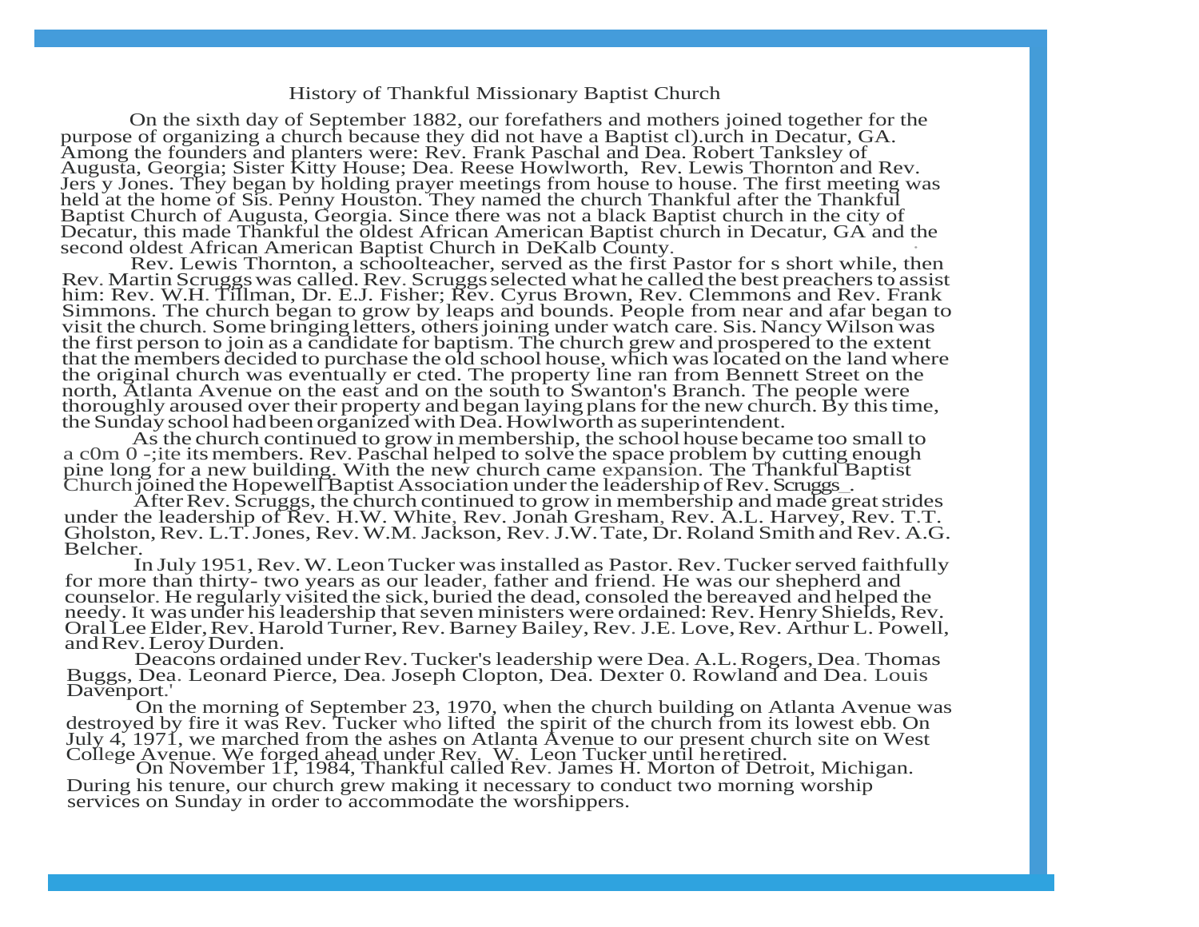# History of Thankful Missionary Baptist Church

On the sixth day of September 1882, our forefathers and mothers joined together for the purpose of organizing a church because they did not have a Baptist cl).urch in Decatur, GA. Among the founders and planters were: Rev. Frank Paschal and Dea. Robert Tanksley of Augusta, Georgia; Sister Kitty House; Dea. Reese Howlworth, Rev. Lewis Thornton and Rev. Jers y Jones. They began by holding prayer meetings from house to house. The first meeting was held at the home of Sis. Penny Houston. They named the church Thankful after the Thankful Baptist Church of Augusta, Georgia. Since there was not a black Baptist church in the city of Decatur, this made Thankful the oldest African American Baptist church in Decatur, GA and the second oldest African American Baptist Church in DeKalb County.

Rev. Lewis Thornton, a schoolteacher, served as the first Pastor for s short while, then Rev. Martin Scruggs was called. Rev. Scruggs selected what he called the best preachers to assist him: Rev. W.H. Tillman, Dr. E.J. Fisher; Rev. Cyrus Brown, Rev. Clemmons and Rev. Frank Simmons. The church began to grow by leaps and bounds. People from near and afar began to visit the church. Some bringing letters, others joining under watch care. Sis. Nancy Wilson was the first person to join as a candidate for baptism. The church grew and prospered to the extent that the members decided to purchase the old school house, which was located on the land where the original church was eventually er cted. The property line ran from Bennett Street on the north, Atlanta Avenue on the east and on the south to Swanton's Branch. The people were thoroughly aroused over their property and began laying plans for the new church. By this time, the Sunday school had been organized with Dea. Howlworth as superintendent.

As the church continued to grow in membership, the school house became too small to a c0m 0 -;ite its members. Rev. Paschal helped to solve the space problem by cutting enough pine long for a new building. With the new church came expansion. The Thankful Baptist Church joined the Hopewell Baptist Association under the leadership of Rev. Scruggs_.

After Rev. Scruggs, the church continued to grow in membership and made great strides under the leadership of Rev. H.W. White, Rev. Jonah Gresham, Rev. A.L. Harvey, Rev. T.T. Gholston, Rev. L.T. Jones, Rev. W.M. Jackson, Rev. J.W. Tate, Dr. Roland Smith and Rev. A.G. Belcher.

In July 1951, Rev. W. Leon Tucker was installed as Pastor. Rev. Tucker served faithfully for more than thirty- two years as our leader, father and friend. He was our shepherd and counselor. He regularly visited the sick, buried the dead, consoled the bereaved and helped the needy. It was under his leadership that seven ministers were ordained: Rev. Henry Shields, Rev. Oral Lee Elder, Rev. Harold Turner, Rev. Barney Bailey, Rev. J.E. Love, Rev. Arthur L. Powell, and Rev. Leroy Durden.

Deacons ordained under Rev. Tucker's leadership were Dea. A.L. Rogers, Dea. Thomas Buggs, Dea. Leonard Pierce, Dea. Joseph Clopton, Dea. Dexter 0. Rowland and Dea. Louis Davenport.'

On the morning of September 23, 1970, when the church building on Atlanta Avenue was destroyed by fire it was Rev. Tucker who lifted the spirit of the church from its lowest ebb. On July 4, 1971, we marched from the ashes on Atlanta Avenue to our present church site on West College Avenue. We forged ahead under Rev. W. Leon Tucker until heretired.

On November 11, 1984, Thankful called Rev. James H. Morton of Detroit, Michigan. During his tenure, our church grew making it necessary to conduct two morning worship services on Sunday in order to accommodate the worshippers.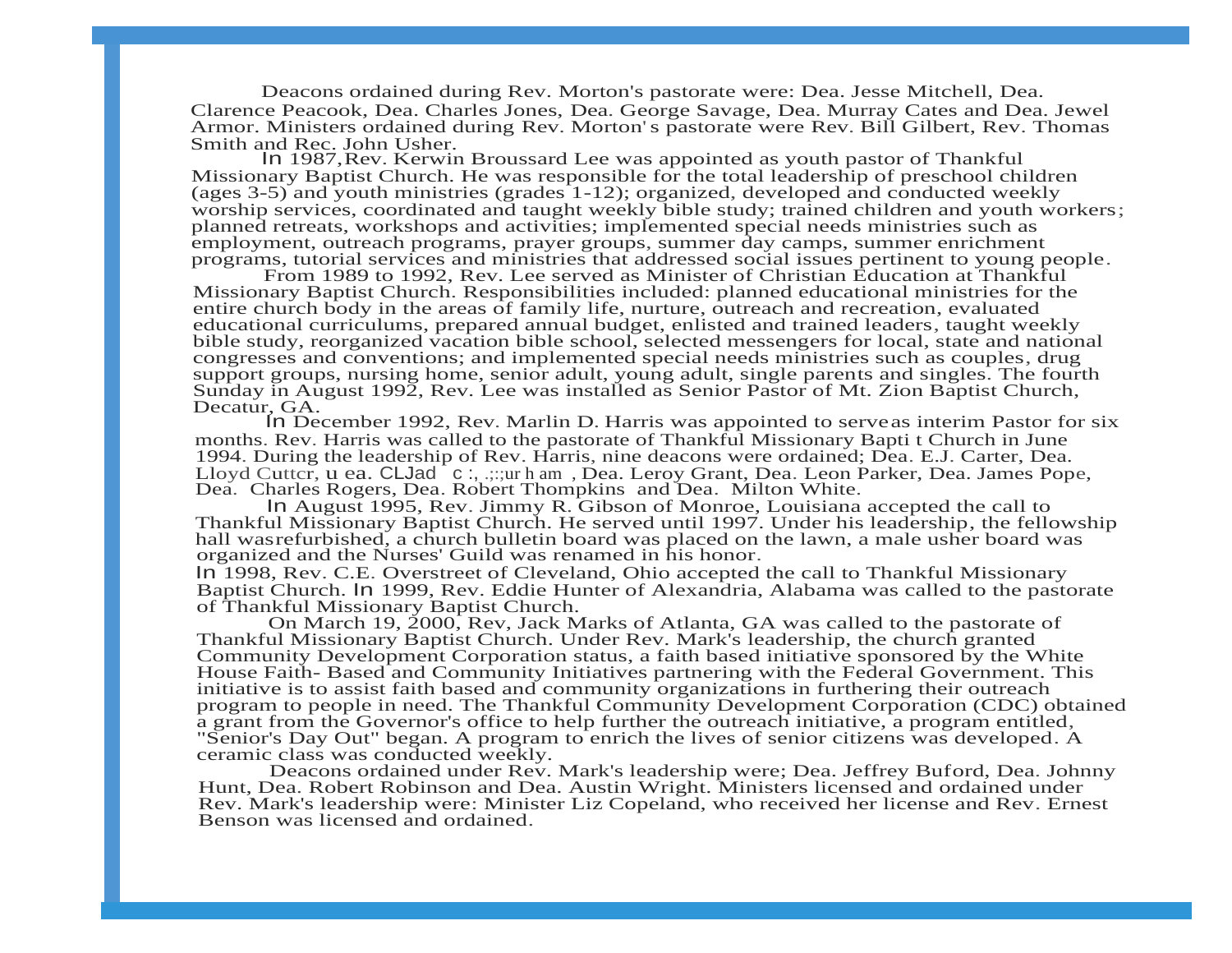Deacons ordained during Rev. Morton's pastorate were: Dea. Jesse Mitchell, Dea. Clarence Peacook, Dea. Charles Jones, Dea. George Savage, Dea. Murray Cates and Dea. Jewel Armor. Ministers ordained during Rev. Morton' s pastorate were Rev. Bill Gilbert, Rev. Thomas Smith and Rec. John Usher.

In 1987,Rev. Kerwin Broussard Lee was appointed as youth pastor of Thankful Missionary Baptist Church. He was responsible for the total leadership of preschool children (ages 3-5) and youth ministries (grades 1-12); organized, developed and conducted weekly worship services, coordinated and taught weekly bible study; trained children and youth workers; planned retreats, workshops and activities; implemented special needs ministries such as employment, outreach programs, prayer groups, summer day camps, summer enrichment programs, tutorial services and ministries that addressed social issues pertinent to young people.

From 1989 to 1992, Rev. Lee served as Minister of Christian Education at Thankful Missionary Baptist Church. Responsibilities included: planned educational ministries for the entire church body in the areas of family life, nurture, outreach and recreation, evaluated educational curriculums, prepared annual budget, enlisted and trained leaders, taught weekly bible study, reorganized vacation bible school, selected messengers for local, state and national congresses and conventions; and implemented special needs ministries such as couples, drug support groups, nursing home, senior adult, young adult, single parents and singles. The fourth Sunday in August 1992, Rev. Lee was installed as Senior Pastor of Mt. Zion Baptist Church, Decatur, GA.

In December 1992, Rev. Marlin D. Harris was appointed to serveas interim Pastor for six months. Rev. Harris was called to the pastorate of Thankful Missionary Bapti t Church in June 1994. During the leadership of Rev. Harris, nine deacons were ordained; Dea. E.J. Carter, Dea. Lloyd Cuttcr, u ea. CLJad c :, .;::ur h am , Dea. Leroy Grant, Dea. Leon Parker, Dea. James Pope, Dea. Charles Rogers, Dea. Robert Thompkins and Dea. Milton White.

In August 1995, Rev. Jimmy R. Gibson of Monroe, Louisiana accepted the call to Thankful Missionary Baptist Church. He served until 1997. Under his leadership, the fellowship hall wasrefurbished, a church bulletin board was placed on the lawn, a male usher board was organized and the Nurses' Guild was renamed in his honor.

In 1998, Rev. C.E. Overstreet of Cleveland, Ohio accepted the call to Thankful Missionary Baptist Church. In 1999, Rev. Eddie Hunter of Alexandria, Alabama was called to the pastorate of Thankful Missionary Baptist Church.

On March 19, 2000, Rev, Jack Marks of Atlanta, GA was called to the pastorate of Thankful Missionary Baptist Church. Under Rev. Mark's leadership, the church granted Community Development Corporation status, a faith based initiative sponsored by the White House Faith- Based and Community Initiatives partnering with the Federal Government. This initiative is to assist faith based and community organizations in furthering their outreach program to people in need. The Thankful Community Development Corporation (CDC) obtained a grant from the Governor's office to help further the outreach initiative, a program entitled, "Senior's Day Out" began. A program to enrich the lives of senior citizens was developed. A ceramic class was conducted weekly.

Deacons ordained under Rev. Mark's leadership were; Dea. Jeffrey Buford, Dea. Johnny Hunt, Dea. Robert Robinson and Dea. Austin Wright. Ministers licensed and ordained under Rev. Mark's leadership were: Minister Liz Copeland, who received her license and Rev. Ernest Benson was licensed and ordained.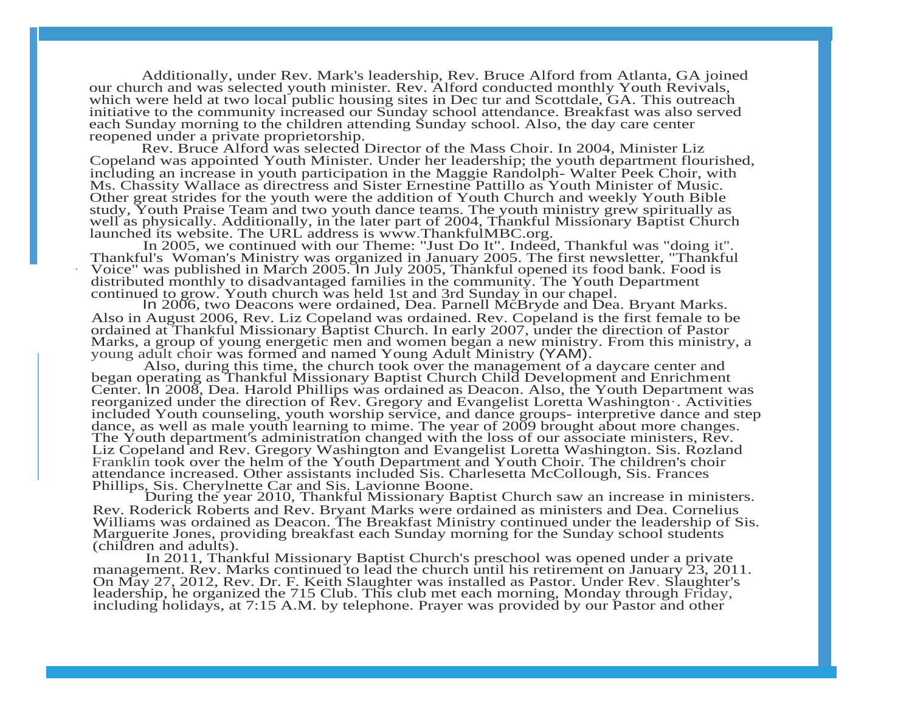Additionally, under Rev. Mark's leadership, Rev. Bruce Alford from Atlanta, GA joined our church and was selected youth minister. Rev. Alford conducted monthly Youth Revivals, which were held at two local public housing sites in Dec tur and Scottdale, GA. This outreach initiative to the community increased our Sunday school attendance. Breakfast was also served each Sunday morning to the children attending Sunday school. Also, the day care center reopened under a private proprietorship.

Rev. Bruce Alford was selected Director of the Mass Choir. In 2004, Minister Liz Copeland was appointed Youth Minister. Under her leadership; the youth department flourished, including an increase in youth participation in the Maggie Randolph- Walter Peek Choir, with Ms. Chassity Wallace as directress and Sister Ernestine Pattillo as Youth Minister of Music. Other great strides for the youth were the addition of Youth Church and weekly Youth Bible study, Youth Praise Team and two youth dance teams. The youth ministry grew spiritually as well as physically. Additionally, in the later part of 2004, Thankful Missionary Baptist Church launched its website. The URL address is www.ThankfulMBC.org.

In 2005, we continued with our Theme: "Just Do It". Indeed, Thankful was "doing it". Thankful's Woman's Ministry was organized in January 2005. The first newsletter, "Thankful Voice" was published in March 2005. In July 2005, Thankful opened its food bank. Food is distributed monthly to disadvantaged families in the community. The Youth Department continued to grow. Youth church was held 1st and 3rd Sunday in our chapel.

In 2006, two Deacons were ordained, Dea. Parnell McBryde and Dea. Bryant Marks. Also in August 2006, Rev. Liz Copeland was ordained. Rev. Copeland is the first female to be ordained at Thankful Missionary Baptist Church. In early 2007, under the direction of Pastor Marks, a group of young energetic men and women began a new ministry. From this ministry, a young adult choir was formed and named Young Adult Ministry (YAM).

Also, during this time, the church took over the management of a daycare center and began operating as Thankful Missionary Baptist Church Child Development and Enrichment Center. In 2008, Dea. Harold Phillips was ordained as Deacon. Also, the Youth Department was reorganized under the direction of Rev. Gregory and Evangelist Loretta Washington·. Activities included Youth counseling, youth worship service, and dance groups- interpretive dance and step dance, as well as male youth learning to mime. The year of 2009 brought about more changes. The Youth department's administration changed with the loss of our associate ministers, Rev. Liz Copeland and Rev. Gregory Washington and Evangelist Loretta Washington. Sis. Rozland Franklin took over the helm of the Youth Department and Youth Choir. The children's choir attendance increased. Other assistants included Sis. Charlesetta McCollough, Sis. Frances Phillips, Sis. Cherylnette Car and Sis. Lavionne Boone.

During the year 2010, Thankful Missionary Baptist Church saw an increase in ministers. Rev. Roderick Roberts and Rev. Bryant Marks were ordained as ministers and Dea. Cornelius Williams was ordained as Deacon. The Breakfast Ministry continued under the leadership of Sis. Marguerite Jones, providing breakfast each Sunday morning for the Sunday school students (children and adults).

In 2011, Thankful Missionary Baptist Church's preschool was opened under a private management. Rev. Marks continued to lead the church until his retirement on January 23, 2011. On May 27, 2012, Rev. Dr. F. Keith Slaughter was installed as Pastor. Under Rev. Slaughter's leadership, he organized the 715 Club. This club met each morning, Monday through Friday, including holidays, at 7:15 A.M. by telephone. Prayer was provided by our Pastor and other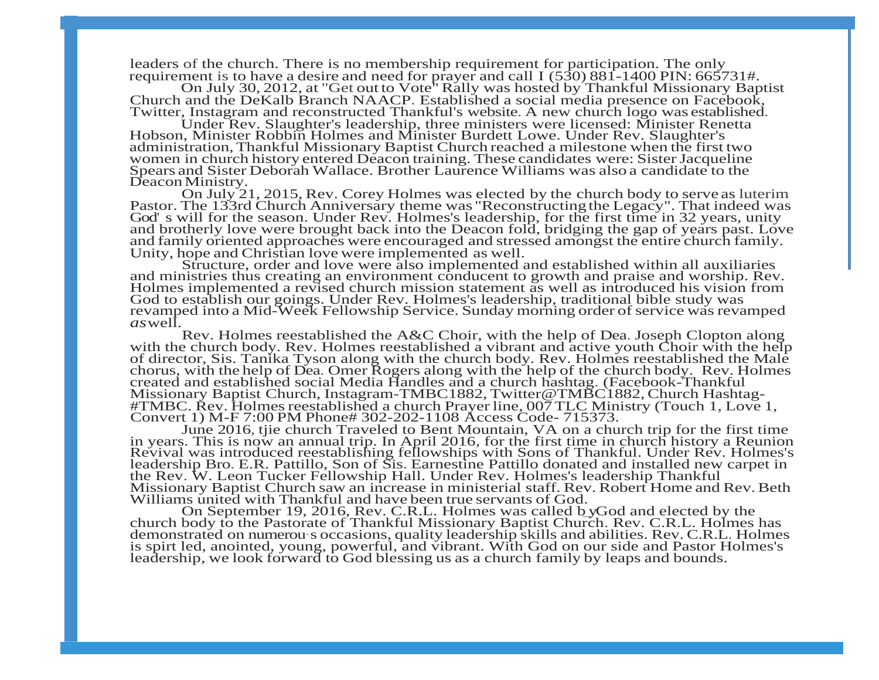leaders of the church. There is no membership requirement for participation. The only requirement is to have a desire and need for prayer and call I (530) 881-1400 PIN: 665731#.

On July 30, 2012, at "Get out to Vote" Rally was hosted by Thankful Missionary Baptist Church and the DeKalb Branch NAACP. Established a social media presence on Facebook, Twitter, Instagram and reconstructed Thankful's website. A new church logo was established.

Under Rev. Slaughter's leadership, three ministers were licensed: Minister Renetta Hobson, Minister Robbin Holmes and Minister Burdett Lowe. Under Rev. Slaughter's administration, Thankful Missionary Baptist Church reached a milestone when the first two women in church history entered Deacon training. These candidates were: Sister Jacqueline Spears and Sister Deborah Wallace. Brother Laurence Williams was also a candidate to the Deacon Ministry.

On July 21, 2015, Rev. Corey Holmes was elected by the church body to serve as luterim Pastor. The 133rd Church Anniversary theme was "Reconstructing the Legacy". That indeed was God' s will for the season. Under Rev. Holmes's leadership, for the first time in 32 years, unity and brotherly love were brought back into the Deacon fold, bridging the gap of years past. Love and family oriented approaches were encouraged and stressed amongst the entire church family. Unity, hope and Christian love were implemented as well.

Structure, order and love were also implemented and established within all auxiliaries and ministries thus creating an environment conducent to growth and praise and worship. Rev. Holmes implemented a revised church mission statement as well as introduced his vision from God to establish our goings. Under Rev. Holmes's leadership, traditional bible study was revamped into a Mid-Week Fellowship Service. Sunday morning order of service was revamped *as*well.

Rev. Holmes reestablished the A&C Choir, with the help of Dea. Joseph Clopton along with the church body. Rev. Holmes reestablished a vibrant and active youth Choir with the help of director, Sis. Tanika Tyson along with the church body. Rev. Holmes reestablished the Male chorus, with the help of Dea. Omer Rogers along with the help of the church body. Rev. Holmes created and established social Media Handles and a church hashtag. (Facebook-Thankful Missionary Baptist Church, Instagram-TMBC1882, Twitter@TMBC1882, Church Hashtag-#TMBC. Rev. Holmes reestablished a church Prayer line, 007 TLC Ministry (Touch 1, Love 1, Convert 1) M-F 7:00 PM Phone# 302-202-1108 Access Code- 715373.

June 2016, tjie church Traveled to Bent Mountain, VA on a church trip for the first time in years. This is now an annual trip. In April 2016, for the first time in church history a Reunion Revival was introduced reestablishing fellowships with Sons of Thankful. Under Rev. Holmes's leadership Bro. E.R. Pattillo, Son of Sis. Earnestine Pattillo donated and installed new carpet in the Rev. W. Leon Tucker Fellowship Hall. Under Rev. Holmes's leadership Thankful Missionary Baptist Church saw an increase in ministerial staff. Rev. Robert Home and Rev. Beth Williams united with Thankful and have been true servants of God.

On September 19, 2016, Rev. C.R.L. Holmes was called b yGod and elected by the church body to the Pastorate of Thankful Missionary Baptist Church. Rev. C.R.L. Holmes has demonstrated on numerou·s occasions, quality leadership skills and abilities. Rev. C.R.L. Holmes is spirt led, anointed, young, powerful, and vibrant. With God on our side and Pastor Holmes's leadership, we look forward to God blessing us as a church family by leaps and bounds.